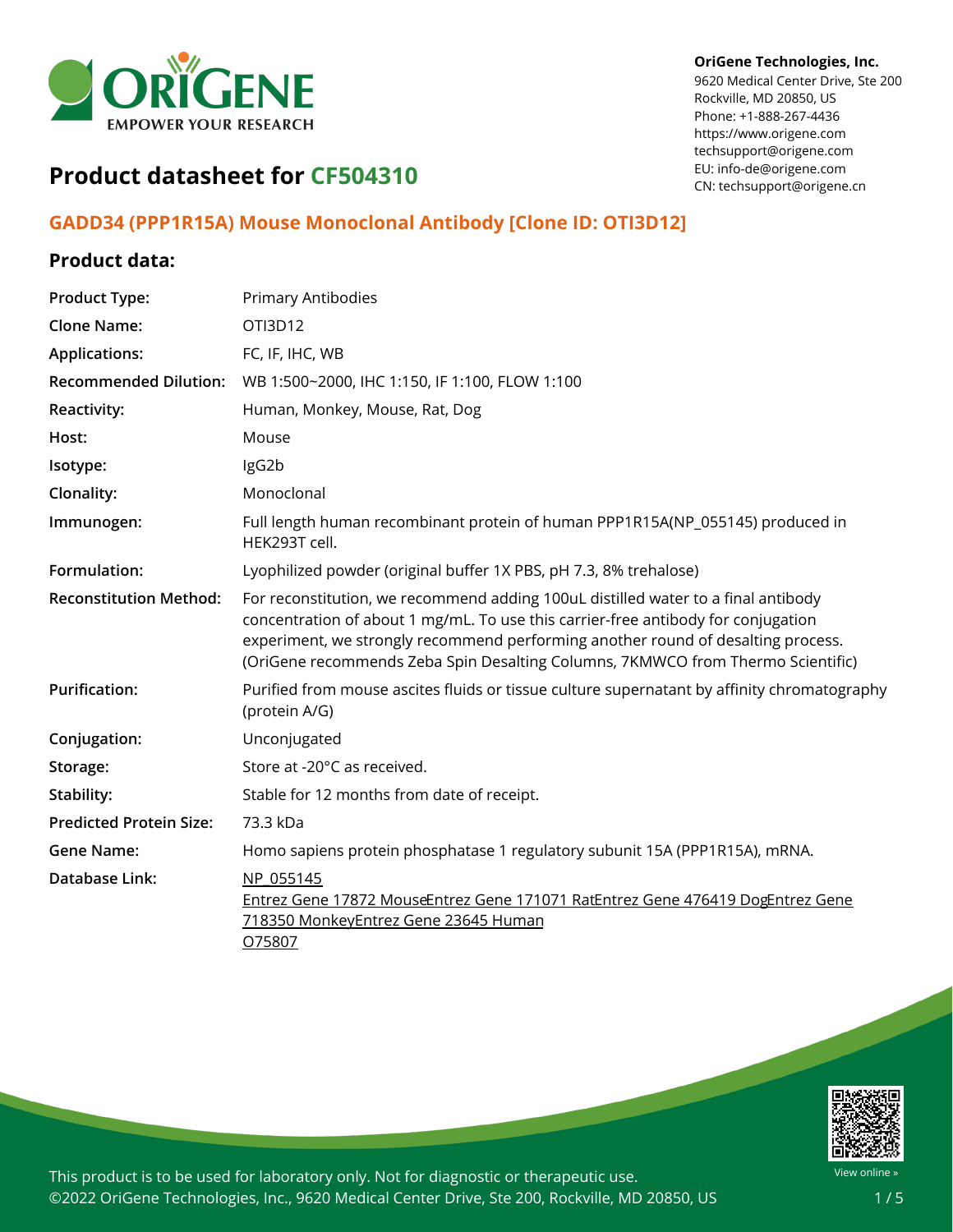**OriGene Technologies, Inc.**
9620 Medical Center Drive, Ste 200
Rockville, MD 20850, US
Phone: +1-888-267-4436
https://www.origene.com
techsupport@origene.com
EU: info-de@origene.com
CN: techsupport@origene.cn

# Product datasheet for CF504310

## GADD34 (PPP1R15A) Mouse Monoclonal Antibody [Clone ID: OTI3D12]

### Product data:

| | |
|---|---|
| **Product Type:** | Primary Antibodies |
| **Clone Name:** | OTI3D12 |
| **Applications:** | FC, IF, IHC, WB |
| **Recommended Dilution:** | WB 1:500~2000, IHC 1:150, IF 1:100, FLOW 1:100 |
| **Reactivity:** | Human, Monkey, Mouse, Rat, Dog |
| **Host:** | Mouse |
| **Isotype:** | IgG2b |
| **Clonality:** | Monoclonal |
| **Immunogen:** | Full length human recombinant protein of human PPP1R15A(NP_055145) produced in HEK293T cell. |
| **Formulation:** | Lyophilized powder (original buffer 1X PBS, pH 7.3, 8% trehalose) |
| **Reconstitution Method:** | For reconstitution, we recommend adding 100uL distilled water to a final antibody concentration of about 1 mg/mL. To use this carrier-free antibody for conjugation experiment, we strongly recommend performing another round of desalting process. (OriGene recommends Zeba Spin Desalting Columns, 7KMWCO from Thermo Scientific) |
| **Purification:** | Purified from mouse ascites fluids or tissue culture supernatant by affinity chromatography (protein A/G) |
| **Conjugation:** | Unconjugated |
| **Storage:** | Store at -20°C as received. |
| **Stability:** | Stable for 12 months from date of receipt. |
| **Predicted Protein Size:** | 73.3 kDa |
| **Gene Name:** | Homo sapiens protein phosphatase 1 regulatory subunit 15A (PPP1R15A), mRNA. |
| **Database Link:** | NP_055145<br>Entrez Gene 17872 MouseEntrez Gene 171071 RatEntrez Gene 476419 DogEntrez Gene 718350 MonkeyEntrez Gene 23645 Human<br>O75807 |

This product is to be used for laboratory only. Not for diagnostic or therapeutic use.
©2022 OriGene Technologies, Inc., 9620 Medical Center Drive, Ste 200, Rockville, MD 20850, US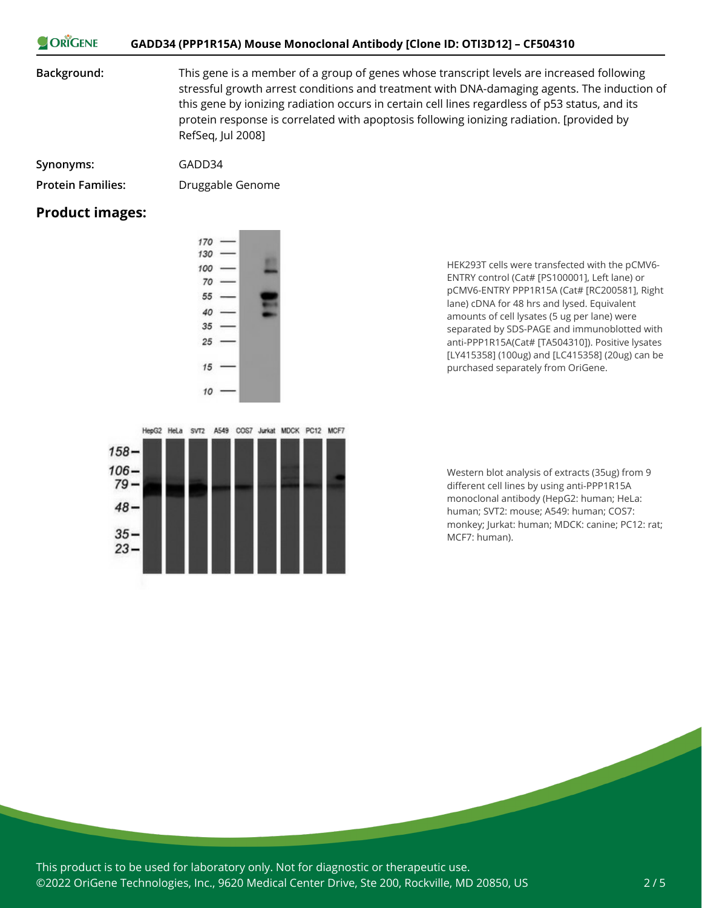**Background:** This gene is a member of a group of genes whose transcript levels are increased following stressful growth arrest conditions and treatment with DNA-damaging agents. The induction of this gene by ionizing radiation occurs in certain cell lines regardless of p53 status, and its protein response is correlated with apoptosis following ionizing radiation. [provided by RefSeq, Jul 2008]

**Synonyms:** GADD34

**Protein Families:** Druggable Genome

## Product images:

HEK293T cells were transfected with the pCMV6-ENTRY control (Cat# [PS100001], Left lane) or pCMV6-ENTRY PPP1R15A (Cat# [RC200581], Right lane) cDNA for 48 hrs and lysed. Equivalent amounts of cell lysates (5 ug per lane) were separated by SDS-PAGE and immunoblotted with anti-PPP1R15A(Cat# [TA504310]). Positive lysates [LY415358] (100ug) and [LC415358] (20ug) can be purchased separately from OriGene.

Western blot analysis of extracts (35ug) from 9 different cell lines by using anti-PPP1R15A monoclonal antibody (HepG2: human; HeLa: human; SVT2: mouse; A549: human; COS7: monkey; Jurkat: human; MDCK: canine; PC12: rat; MCF7: human).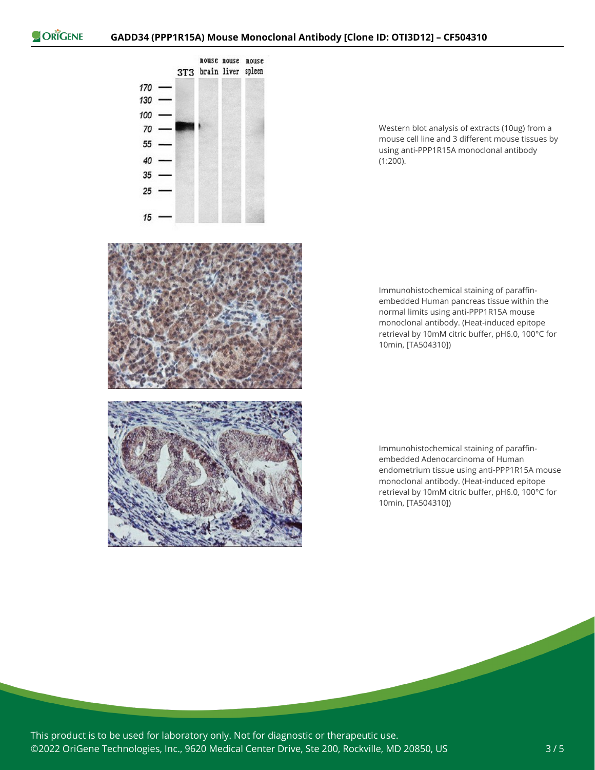Western blot analysis of extracts (10ug) from a mouse cell line and 3 different mouse tissues by using anti-PPP1R15A monoclonal antibody (1:200).

Immunohistochemical staining of paraffin-embedded Human pancreas tissue within the normal limits using anti-PPP1R15A mouse monoclonal antibody. (Heat-induced epitope retrieval by 10mM citric buffer, pH6.0, 100°C for 10min, [TA504310])

Immunohistochemical staining of paraffin-embedded Adenocarcinoma of Human endometrium tissue using anti-PPP1R15A mouse monoclonal antibody. (Heat-induced epitope retrieval by 10mM citric buffer, pH6.0, 100°C for 10min, [TA504310])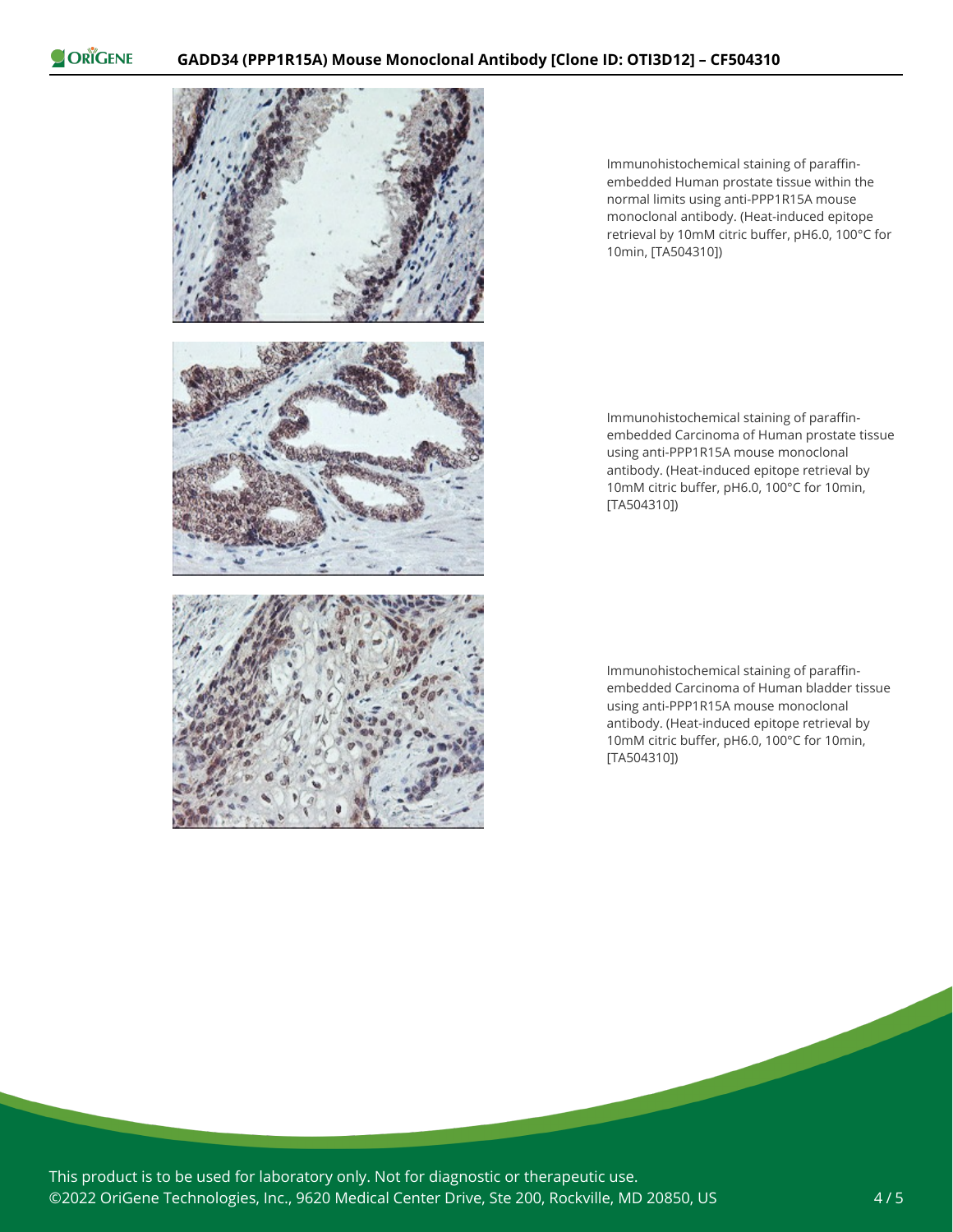Immunohistochemical staining of paraffin-embedded Human prostate tissue within the normal limits using anti-PPP1R15A mouse monoclonal antibody. (Heat-induced epitope retrieval by 10mM citric buffer, pH6.0, 100°C for 10min, [TA504310])

Immunohistochemical staining of paraffin-embedded Carcinoma of Human prostate tissue using anti-PPP1R15A mouse monoclonal antibody. (Heat-induced epitope retrieval by 10mM citric buffer, pH6.0, 100°C for 10min, [TA504310])

Immunohistochemical staining of paraffin-embedded Carcinoma of Human bladder tissue using anti-PPP1R15A mouse monoclonal antibody. (Heat-induced epitope retrieval by 10mM citric buffer, pH6.0, 100°C for 10min, [TA504310])

This product is to be used for laboratory only. Not for diagnostic or therapeutic use.
©2022 OriGene Technologies, Inc., 9620 Medical Center Drive, Ste 200, Rockville, MD 20850, US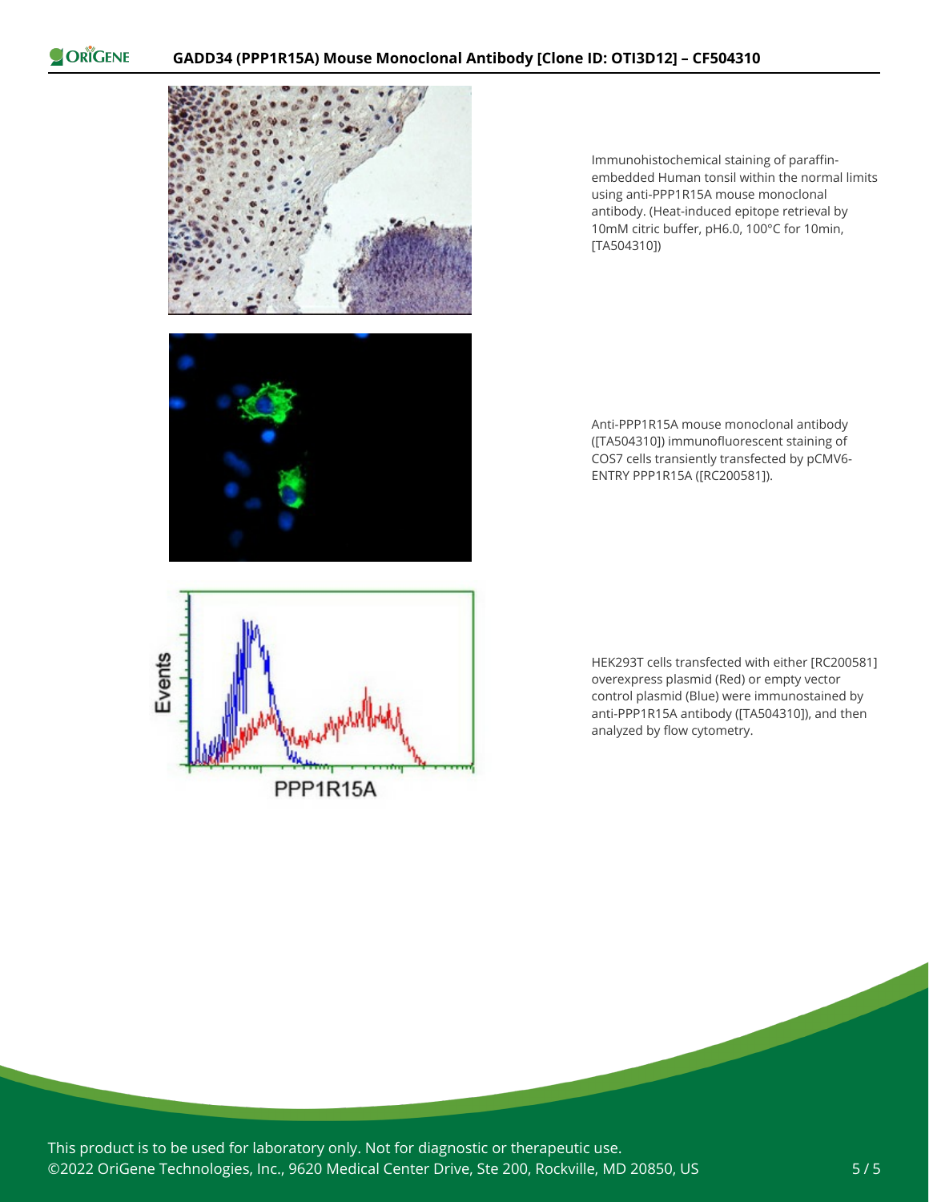Immunohistochemical staining of paraffin-embedded Human tonsil within the normal limits using anti-PPP1R15A mouse monoclonal antibody. (Heat-induced epitope retrieval by 10mM citric buffer, pH6.0, 100°C for 10min, [TA504310])

Anti-PPP1R15A mouse monoclonal antibody ([TA504310]) immunofluorescent staining of COS7 cells transiently transfected by pCMV6-ENTRY PPP1R15A ([RC200581]).

Events

PPP1R15A

HEK293T cells transfected with either [RC200581] overexpress plasmid (Red) or empty vector control plasmid (Blue) were immunostained by anti-PPP1R15A antibody ([TA504310]), and then analyzed by flow cytometry.

This product is to be used for laboratory only. Not for diagnostic or therapeutic use.
©2022 OriGene Technologies, Inc., 9620 Medical Center Drive, Ste 200, Rockville, MD 20850, US